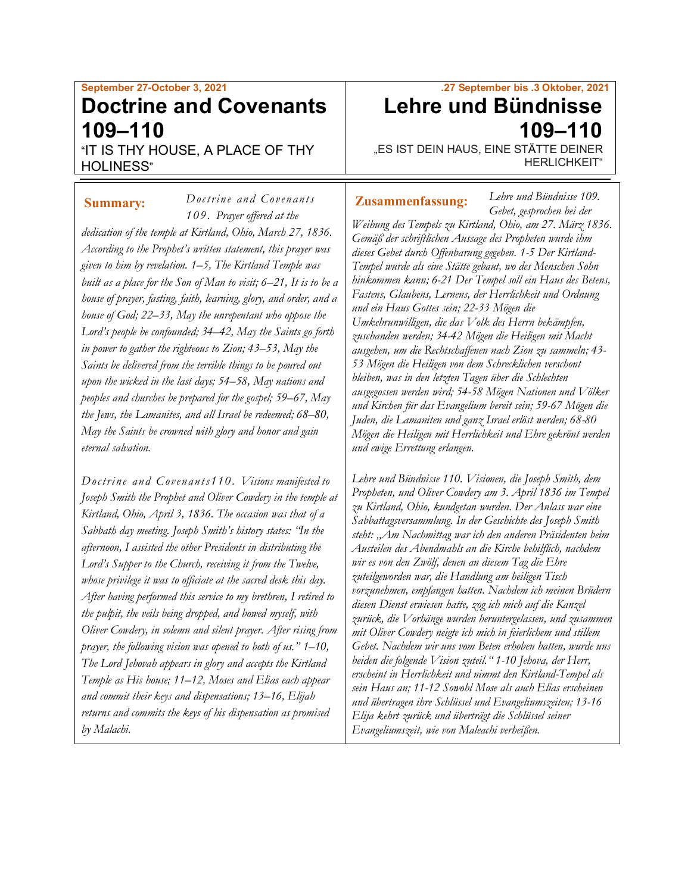September 27-October 3, 2021

# Doctrine and Covenants 109–110

"IT IS THY HOUSE, A PLACE OF THY HOLINESS"

.27 September bis .3 Oktober, 2021

# Lehre und Bündnisse 109–110

„ES IST DEIN HAUS, EINE STÄTTE DEINER HERLICHKEIT"

**Summary:** *Doctrine and Covenants 109. Prayer offered at the dedication of the temple at Kirtland, Ohio, March 27, 1836. According to the Prophet's written statement, this prayer was given to him by revelation. 1–5, The Kirtland Temple was built as a place for the Son of Man to visit; 6–21, It is to be a house of prayer, fasting, faith, learning, glory, and order, and a house of God; 22–33, May the unrepentant who oppose the Lord's people be confounded; 34–42, May the Saints go forth in power to gather the righteous to Zion; 43–53, May the Saints be delivered from the terrible things to be poured out upon the wicked in the last days; 54–58, May nations and peoples and churches be prepared for the gospel; 59–67, May the Jews, the Lamanites, and all Israel be redeemed; 68–80, May the Saints be crowned with glory and honor and gain eternal salvation.*

*Doctrine and Covenants110. Visions manifested to Joseph Smith the Prophet and Oliver Cowdery in the temple at Kirtland, Ohio, April 3, 1836. The occasion was that of a Sabbath day meeting. Joseph Smith's history states: "In the afternoon, I assisted the other Presidents in distributing the Lord's Supper to the Church, receiving it from the Twelve, whose privilege it was to officiate at the sacred desk this day. After having performed this service to my brethren, I retired to the pulpit, the veils being dropped, and bowed myself, with Oliver Cowdery, in solemn and silent prayer. After rising from prayer, the following vision was opened to both of us." 1–10, The Lord Jehovah appears in glory and accepts the Kirtland Temple as His house; 11–12, Moses and Elias each appear and commit their keys and dispensations; 13–16, Elijah returns and commits the keys of his dispensation as promised by Malachi.*

**Zusammenfassung:** *Lehre und Bündnisse 109. Gebet, gesprochen bei der Weihung des Tempels zu Kirtland, Ohio, am 27. März 1836. Gemäß der schriftlichen Aussage des Propheten wurde ihm dieses Gebet durch Offenbarung gegeben. 1-5 Der Kirtland-Tempel wurde als eine Stätte gebaut, wo des Menschen Sohn hinkommen kann; 6-21 Der Tempel soll ein Haus des Betens, Fastens, Glaubens, Lernens, der Herrlichkeit und Ordnung und ein Haus Gottes sein; 22-33 Mögen die Umkehrunwilligen, die das Volk des Herrn bekämpfen, zuschanden werden; 34-42 Mögen die Heiligen mit Macht ausgehen, um die Rechtschaffenen nach Zion zu sammeln; 43-53 Mögen die Heiligen von dem Schrecklichen verschont bleiben, was in den letzten Tagen über die Schlechten ausgegossen werden wird; 54-58 Mögen Nationen und Völker und Kirchen für das Evangelium bereit sein; 59-67 Mögen die Juden, die Lamaniten und ganz Israel erlöst werden; 68-80 Mögen die Heiligen mit Herrlichkeit und Ehre gekrönt werden und ewige Errettung erlangen.*

*Lehre und Bündnisse 110. Visionen, die Joseph Smith, dem Propheten, und Oliver Cowdery am 3. April 1836 im Tempel zu Kirtland, Ohio, kundgetan wurden. Der Anlass war eine Sabbattagsversammlung. In der Geschichte des Joseph Smith steht: „Am Nachmittag war ich den anderen Präsidenten beim Austeilen des Abendmahls an die Kirche behilflich, nachdem wir es von den Zwölf, denen an diesem Tag die Ehre zuteilgeworden war, die Handlung am heiligen Tisch vorzunehmen, empfangen hatten. Nachdem ich meinen Brüdern diesen Dienst erwiesen hatte, zog ich mich auf die Kanzel zurück, die Vorhänge wurden heruntergelassen, und zusammen mit Oliver Cowdery neigte ich mich in feierlichem und stillem Gebet. Nachdem wir uns vom Beten erhoben hatten, wurde uns beiden die folgende Vision zuteil." 1-10 Jehova, der Herr, erscheint in Herrlichkeit und nimmt den Kirtland-Tempel als sein Haus an; 11-12 Sowohl Mose als auch Elias erscheinen und übertragen ihre Schlüssel und Evangeliumszeiten; 13-16 Elija kehrt zurück und überträgt die Schlüssel seiner Evangeliumszeit, wie von Maleachi verheißen.*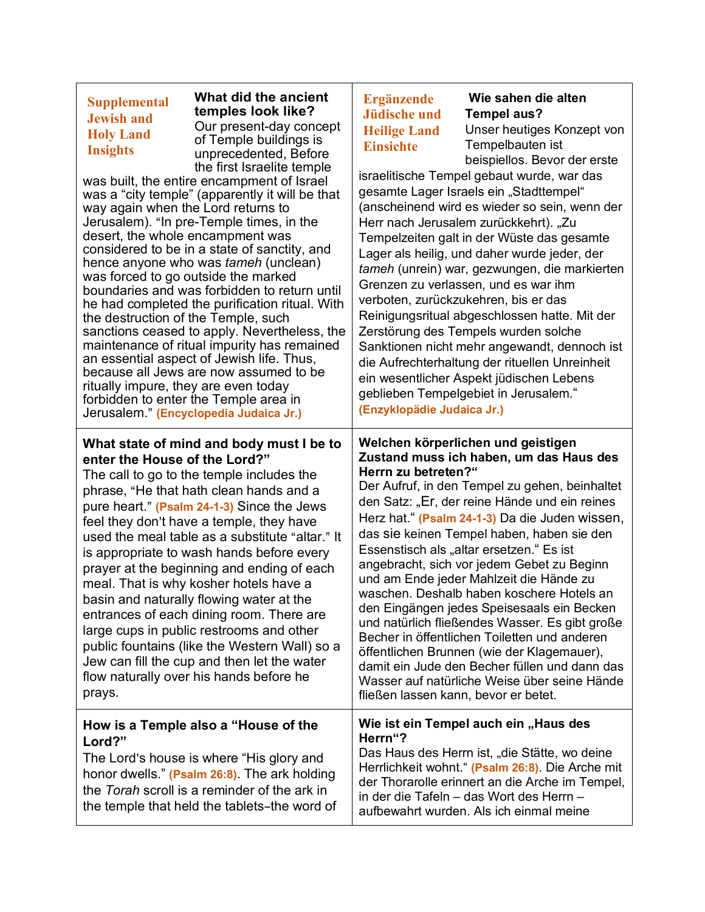| **Supplemental Jewish and Holy Land Insights** **What did the ancient temples look like?** Our present-day concept of Temple buildings is unprecedented, Before the first Israelite temple was built, the entire encampment of Israel was a "city temple" (apparently it will be that way again when the Lord returns to Jerusalem). "In pre-Temple times, in the desert, the whole encampment was considered to be in a state of sanctity, and hence anyone who was *tameh* (unclean) was forced to go outside the marked boundaries and was forbidden to return until he had completed the purification ritual. With the destruction of the Temple, such sanctions ceased to apply. Nevertheless, the maintenance of ritual impurity has remained an essential aspect of Jewish life. Thus, because all Jews are now assumed to be ritually impure, they are even today forbidden to enter the Temple area in Jerusalem." **(Encyclopedia Judaica Jr.)** | **Ergänzende Jüdische und Heilige Land Einsichte** **Wie sahen die alten Tempel aus?** Unser heutiges Konzept von Tempelbauten ist beispiellos. Bevor der erste israelitische Tempel gebaut wurde, war das gesamte Lager Israels ein „Stadttempel" (anscheinend wird es wieder so sein, wenn der Herr nach Jerusalem zurückkehrt). „Zu Tempelzeiten galt in der Wüste das gesamte Lager als heilig, und daher wurde jeder, der *tameh* (unrein) war, gezwungen, die markierten Grenzen zu verlassen, und es war ihm verboten, zurückzukehren, bis er das Reinigungsritual abgeschlossen hatte. Mit der Zerstörung des Tempels wurden solche Sanktionen nicht mehr angewandt, dennoch ist die Aufrechterhaltung der rituellen Unreinheit ein wesentlicher Aspekt jüdischen Lebens geblieben Tempelgebiet in Jerusalem." **(Enzyklopädie Judaica Jr.)** |
|---|---|
| **What state of mind and body must I be to enter the House of the Lord?"** The call to go to the temple includes the phrase, "He that hath clean hands and a pure heart." **(Psalm 24-1-3)** Since the Jews feel they don't have a temple, they have used the meal table as a substitute "altar." It is appropriate to wash hands before every prayer at the beginning and ending of each meal. That is why kosher hotels have a basin and naturally flowing water at the entrances of each dining room. There are large cups in public restrooms and other public fountains (like the Western Wall) so a Jew can fill the cup and then let the water flow naturally over his hands before he prays. | **Welchen körperlichen und geistigen Zustand muss ich haben, um das Haus des Herrn zu betreten?"** Der Aufruf, in den Tempel zu gehen, beinhaltet den Satz: „Er, der reine Hände und ein reines Herz hat." **(Psalm 24-1-3)** Da die Juden wissen, das sie keinen Tempel haben, haben sie den Essenstisch als „altar ersetzen." Es ist angebracht, sich vor jedem Gebet zu Beginn und am Ende jeder Mahlzeit die Hände zu waschen. Deshalb haben koschere Hotels an den Eingängen jedes Speisesaals ein Becken und natürlich fließendes Wasser. Es gibt große Becher in öffentlichen Toiletten und anderen öffentlichen Brunnen (wie der Klagemauer), damit ein Jude den Becher füllen und dann das Wasser auf natürliche Weise über seine Hände fließen lassen kann, bevor er betet. |
| **How is a Temple also a "House of the Lord?"** The Lord's house is where "His glory and honor dwells." **(Psalm 26:8)**. The ark holding the *Torah* scroll is a reminder of the ark in the temple that held the tablets–the word of | **Wie ist ein Tempel auch ein „Haus des Herrn"?** Das Haus des Herrn ist, „die Stätte, wo deine Herrlichkeit wohnt." **(Psalm 26:8)**. Die Arche mit der Thorarolle erinnert an die Arche im Tempel, in der die Tafeln – das Wort des Herrn – aufbewahrt wurden. Als ich einmal meine |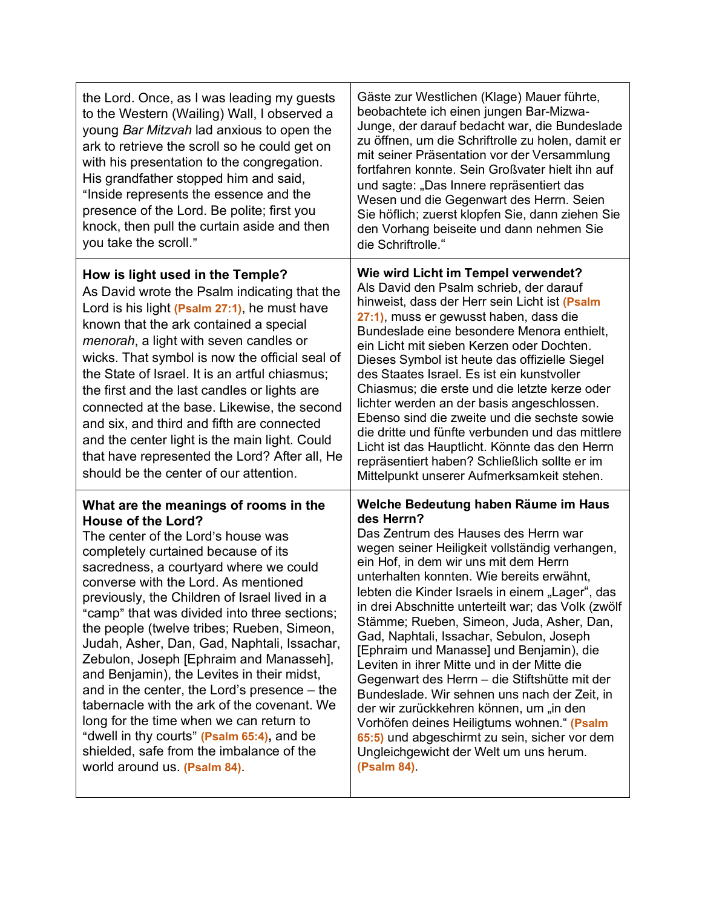| | |
|---|---|
| the Lord. Once, as I was leading my guests to the Western (Wailing) Wall, I observed a young *Bar Mitzvah* lad anxious to open the ark to retrieve the scroll so he could get on with his presentation to the congregation. His grandfather stopped him and said, "Inside represents the essence and the presence of the Lord. Be polite; first you knock, then pull the curtain aside and then you take the scroll." | Gäste zur Westlichen (Klage) Mauer führte, beobachtete ich einen jungen Bar-Mizwa-Junge, der darauf bedacht war, die Bundeslade zu öffnen, um die Schriftrolle zu holen, damit er mit seiner Präsentation vor der Versammlung fortfahren konnte. Sein Großvater hielt ihn auf und sagte: „Das Innere repräsentiert das Wesen und die Gegenwart des Herrn. Seien Sie höflich; zuerst klopfen Sie, dann ziehen Sie den Vorhang beiseite und dann nehmen Sie die Schriftrolle." |
| **How is light used in the Temple?** As David wrote the Psalm indicating that the Lord is his light **(Psalm 27:1)**, he must have known that the ark contained a special *menorah*, a light with seven candles or wicks. That symbol is now the official seal of the State of Israel. It is an artful chiasmus; the first and the last candles or lights are connected at the base. Likewise, the second and six, and third and fifth are connected and the center light is the main light. Could that have represented the Lord? After all, He should be the center of our attention. | **Wie wird Licht im Tempel verwendet?** Als David den Psalm schrieb, der darauf hinweist, dass der Herr sein Licht ist **(Psalm 27:1)**, muss er gewusst haben, dass die Bundeslade eine besondere Menora enthielt, ein Licht mit sieben Kerzen oder Dochten. Dieses Symbol ist heute das offizielle Siegel des Staates Israel. Es ist ein kunstvoller Chiasmus; die erste und die letzte kerze oder lichter werden an der basis angeschlossen. Ebenso sind die zweite und die sechste sowie die dritte und fünfte verbunden und das mittlere Licht ist das Hauptlicht. Könnte das den Herrn repräsentiert haben? Schließlich sollte er im Mittelpunkt unserer Aufmerksamkeit stehen. |
| **What are the meanings of rooms in the House of the Lord?** The center of the Lord's house was completely curtained because of its sacredness, a courtyard where we could converse with the Lord. As mentioned previously, the Children of Israel lived in a "camp" that was divided into three sections; the people (twelve tribes; Rueben, Simeon, Judah, Asher, Dan, Gad, Naphtali, Issachar, Zebulon, Joseph [Ephraim and Manasseh], and Benjamin), the Levites in their midst, and in the center, the Lord's presence – the tabernacle with the ark of the covenant. We long for the time when we can return to "dwell in thy courts" **(Psalm 65:4)**, and be shielded, safe from the imbalance of the world around us. **(Psalm 84)**. | **Welche Bedeutung haben Räume im Haus des Herrn?** Das Zentrum des Hauses des Herrn war wegen seiner Heiligkeit vollständig verhangen, ein Hof, in dem wir uns mit dem Herrn unterhalten konnten. Wie bereits erwähnt, lebten die Kinder Israels in einem „Lager", das in drei Abschnitte unterteilt war; das Volk (zwölf Stämme; Rueben, Simeon, Juda, Asher, Dan, Gad, Naphtali, Issachar, Sebulon, Joseph [Ephraim und Manasse] und Benjamin), die Leviten in ihrer Mitte und in der Mitte die Gegenwart des Herrn – die Stiftshütte mit der Bundeslade. Wir sehnen uns nach der Zeit, in der wir zurückkehren können, um „in den Vorhöfen deines Heiligtums wohnen." **(Psalm 65:5)** und abgeschirmt zu sein, sicher vor dem Ungleichgewicht der Welt um uns herum. **(Psalm 84)**. |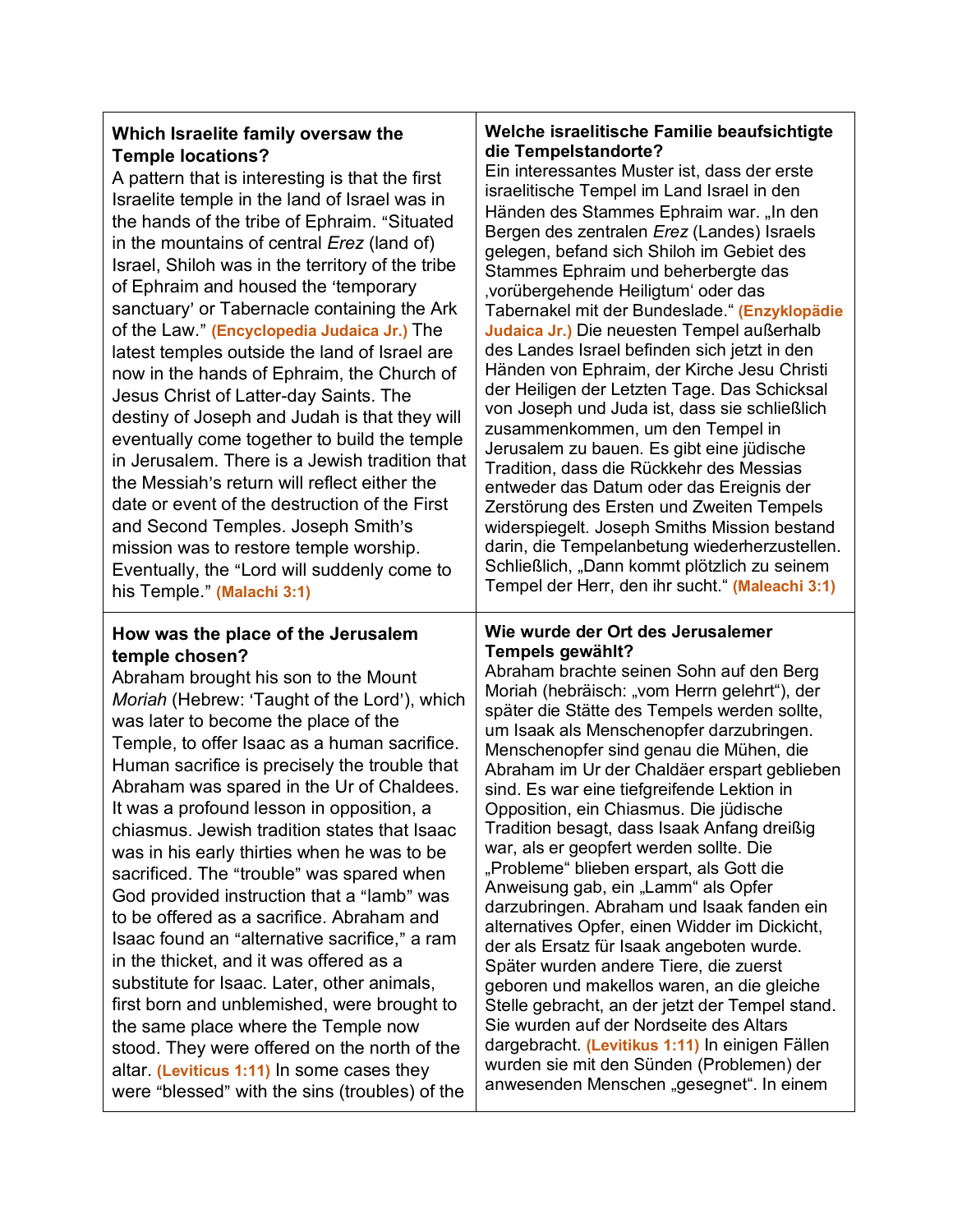| **Which Israelite family oversaw the Temple locations?**<br>A pattern that is interesting is that the first Israelite temple in the land of Israel was in the hands of the tribe of Ephraim. "Situated in the mountains of central *Erez* (land of) Israel, Shiloh was in the territory of the tribe of Ephraim and housed the 'temporary sanctuary' or Tabernacle containing the Ark of the Law." **(Encyclopedia Judaica Jr.)** The latest temples outside the land of Israel are now in the hands of Ephraim, the Church of Jesus Christ of Latter-day Saints. The destiny of Joseph and Judah is that they will eventually come together to build the temple in Jerusalem. There is a Jewish tradition that the Messiah's return will reflect either the date or event of the destruction of the First and Second Temples. Joseph Smith's mission was to restore temple worship. Eventually, the "Lord will suddenly come to his Temple." **(Malachi 3:1)** | **Welche israelitische Familie beaufsichtigte die Tempelstandorte?**<br>Ein interessantes Muster ist, dass der erste israelitische Tempel im Land Israel in den Händen des Stammes Ephraim war. „In den Bergen des zentralen *Erez* (Landes) Israels gelegen, befand sich Shiloh im Gebiet des Stammes Ephraim und beherbergte das ‚vorübergehende Heiligtum' oder das Tabernakel mit der Bundeslade." **(Enzyklopädie Judaica Jr.)** Die neuesten Tempel außerhalb des Landes Israel befinden sich jetzt in den Händen von Ephraim, der Kirche Jesu Christi der Heiligen der Letzten Tage. Das Schicksal von Joseph und Juda ist, dass sie schließlich zusammenkommen, um den Tempel in Jerusalem zu bauen. Es gibt eine jüdische Tradition, dass die Rückkehr des Messias entweder das Datum oder das Ereignis der Zerstörung des Ersten und Zweiten Tempels widerspiegelt. Joseph Smiths Mission bestand darin, die Tempelanbetung wiederherzustellen. Schließlich, „Dann kommt plötzlich zu seinem Tempel der Herr, den ihr sucht." **(Maleachi 3:1)** |
|---|---|
| **How was the place of the Jerusalem temple chosen?**<br>Abraham brought his son to the Mount *Moriah* (Hebrew: 'Taught of the Lord'), which was later to become the place of the Temple, to offer Isaac as a human sacrifice. Human sacrifice is precisely the trouble that Abraham was spared in the Ur of Chaldees. It was a profound lesson in opposition, a chiasmus. Jewish tradition states that Isaac was in his early thirties when he was to be sacrificed. The "trouble" was spared when God provided instruction that a "lamb" was to be offered as a sacrifice. Abraham and Isaac found an "alternative sacrifice," a ram in the thicket, and it was offered as a substitute for Isaac. Later, other animals, first born and unblemished, were brought to the same place where the Temple now stood. They were offered on the north of the altar. **(Leviticus 1:11)** In some cases they were "blessed" with the sins (troubles) of the | **Wie wurde der Ort des Jerusalemer Tempels gewählt?**<br>Abraham brachte seinen Sohn auf den Berg Moriah (hebräisch: „vom Herrn gelehrt"), der später die Stätte des Tempels werden sollte, um Isaak als Menschenopfer darzubringen. Menschenopfer sind genau die Mühen, die Abraham im Ur der Chaldäer erspart geblieben sind. Es war eine tiefgreifende Lektion in Opposition, ein Chiasmus. Die jüdische Tradition besagt, dass Isaak Anfang dreißig war, als er geopfert werden sollte. Die „Probleme" blieben erspart, als Gott die Anweisung gab, ein „Lamm" als Opfer darzubringen. Abraham und Isaak fanden ein alternatives Opfer, einen Widder im Dickicht, der als Ersatz für Isaak angeboten wurde. Später wurden andere Tiere, die zuerst geboren und makellos waren, an die gleiche Stelle gebracht, an der jetzt der Tempel stand. Sie wurden auf der Nordseite des Altars dargebracht. **(Levitikus 1:11)** In einigen Fällen wurden sie mit den Sünden (Problemen) der anwesenden Menschen „gesegnet". In einem |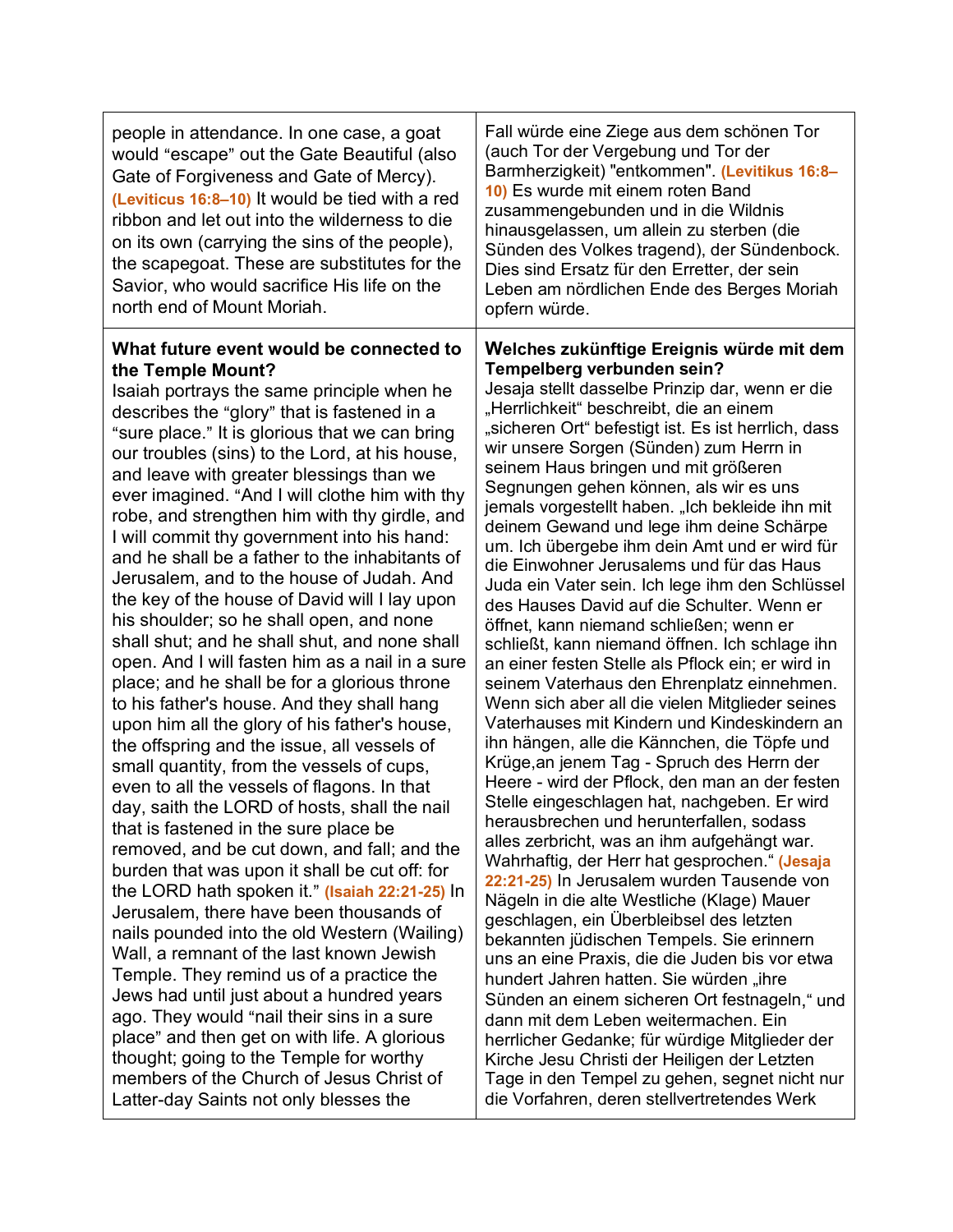| | |
|---|---|
| people in attendance. In one case, a goat would “escape” out the Gate Beautiful (also Gate of Forgiveness and Gate of Mercy). **(Leviticus 16:8–10)** It would be tied with a red ribbon and let out into the wilderness to die on its own (carrying the sins of the people), the scapegoat. These are substitutes for the Savior, who would sacrifice His life on the north end of Mount Moriah. | Fall würde eine Ziege aus dem schönen Tor (auch Tor der Vergebung und Tor der Barmherzigkeit) "entkommen". **(Levitikus 16:8–10)** Es wurde mit einem roten Band zusammengebunden und in die Wildnis hinausgelassen, um allein zu sterben (die Sünden des Volkes tragend), der Sündenbock. Dies sind Ersatz für den Erretter, der sein Leben am nördlichen Ende des Berges Moriah opfern würde. |
| **What future event would be connected to the Temple Mount?** Isaiah portrays the same principle when he describes the “glory” that is fastened in a “sure place.” It is glorious that we can bring our troubles (sins) to the Lord, at his house, and leave with greater blessings than we ever imagined. “And I will clothe him with thy robe, and strengthen him with thy girdle, and I will commit thy government into his hand: and he shall be a father to the inhabitants of Jerusalem, and to the house of Judah. And the key of the house of David will I lay upon his shoulder; so he shall open, and none shall shut; and he shall shut, and none shall open. And I will fasten him as a nail in a sure place; and he shall be for a glorious throne to his father's house. And they shall hang upon him all the glory of his father's house, the offspring and the issue, all vessels of small quantity, from the vessels of cups, even to all the vessels of flagons. In that day, saith the LORD of hosts, shall the nail that is fastened in the sure place be removed, and be cut down, and fall; and the burden that was upon it shall be cut off: for the LORD hath spoken it.” **(Isaiah 22:21-25)** In Jerusalem, there have been thousands of nails pounded into the old Western (Wailing) Wall, a remnant of the last known Jewish Temple. They remind us of a practice the Jews had until just about a hundred years ago. They would “nail their sins in a sure place” and then get on with life. A glorious thought; going to the Temple for worthy members of the Church of Jesus Christ of Latter-day Saints not only blesses the | **Welches zukünftige Ereignis würde mit dem Tempelberg verbunden sein?** Jesaja stellt dasselbe Prinzip dar, wenn er die „Herrlichkeit“ beschreibt, die an einem „sicheren Ort“ befestigt ist. Es ist herrlich, dass wir unsere Sorgen (Sünden) zum Herrn in seinem Haus bringen und mit größeren Segnungen gehen können, als wir es uns jemals vorgestellt haben. „Ich bekleide ihn mit deinem Gewand und lege ihm deine Schärpe um. Ich übergebe ihm dein Amt und er wird für die Einwohner Jerusalems und für das Haus Juda ein Vater sein. Ich lege ihm den Schlüssel des Hauses David auf die Schulter. Wenn er öffnet, kann niemand schließen; wenn er schließt, kann niemand öffnen. Ich schlage ihn an einer festen Stelle als Pflock ein; er wird in seinem Vaterhaus den Ehrenplatz einnehmen. Wenn sich aber all die vielen Mitglieder seines Vaterhauses mit Kindern und Kindeskindern an ihn hängen, alle die Kännchen, die Töpfe und Krüge,an jenem Tag - Spruch des Herrn der Heere - wird der Pflock, den man an der festen Stelle eingeschlagen hat, nachgeben. Er wird herausbrechen und herunterfallen, sodass alles zerbricht, was an ihm aufgehängt war. Wahrhaftig, der Herr hat gesprochen.“ **(Jesaja 22:21-25)** In Jerusalem wurden Tausende von Nägeln in die alte Westliche (Klage) Mauer geschlagen, ein Überbleibsel des letzten bekannten jüdischen Tempels. Sie erinnern uns an eine Praxis, die die Juden bis vor etwa hundert Jahren hatten. Sie würden „ihre Sünden an einem sicheren Ort festnageln,“ und dann mit dem Leben weitermachen. Ein herrlicher Gedanke; für würdige Mitglieder der Kirche Jesu Christi der Heiligen der Letzten Tage in den Tempel zu gehen, segnet nicht nur die Vorfahren, deren stellvertretendes Werk |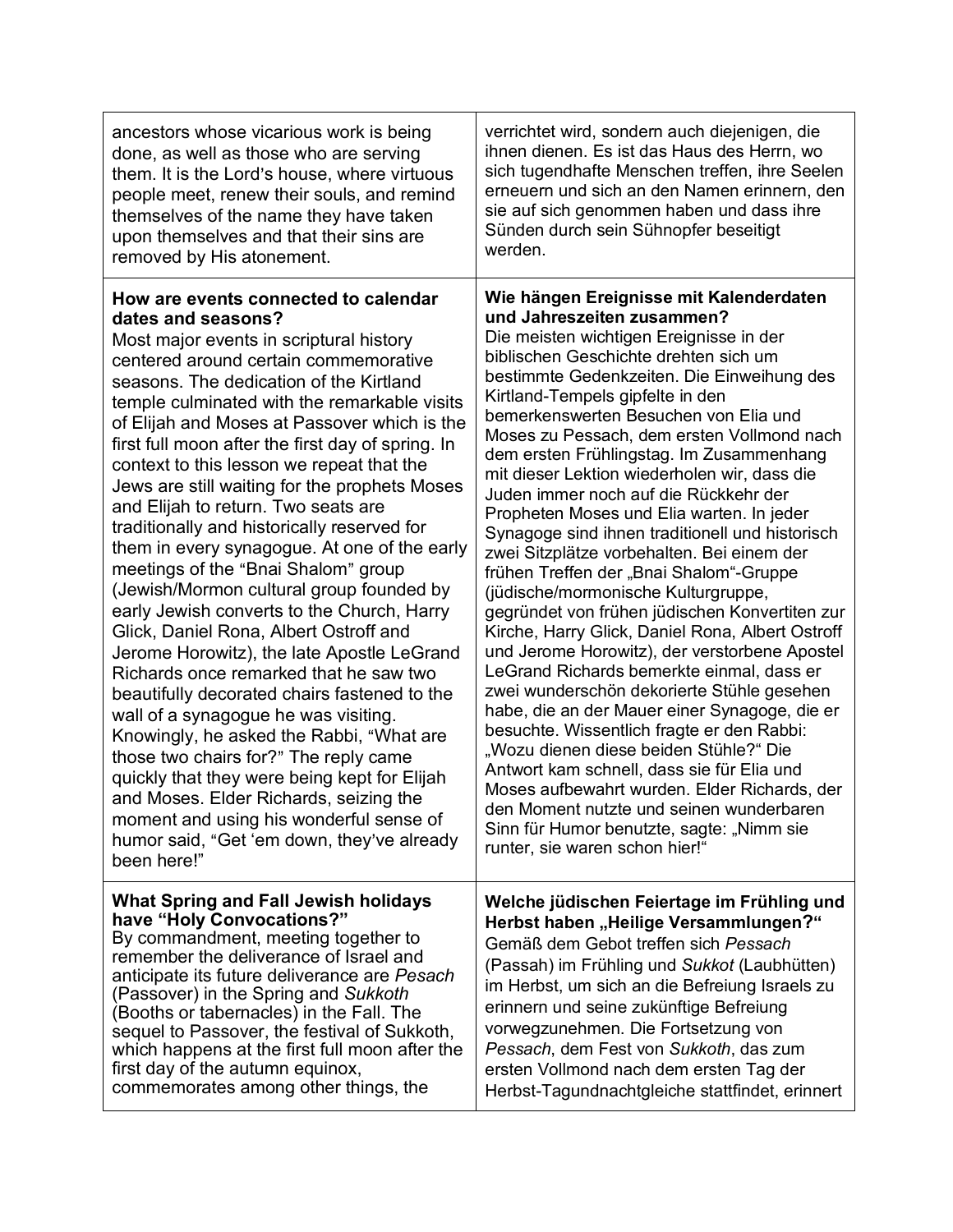| | |
|---|---|
| ancestors whose vicarious work is being done, as well as those who are serving them. It is the Lord's house, where virtuous people meet, renew their souls, and remind themselves of the name they have taken upon themselves and that their sins are removed by His atonement. | verrichtet wird, sondern auch diejenigen, die ihnen dienen. Es ist das Haus des Herrn, wo sich tugendhafte Menschen treffen, ihre Seelen erneuern und sich an den Namen erinnern, den sie auf sich genommen haben und dass ihre Sünden durch sein Sühnopfer beseitigt werden. |
| **How are events connected to calendar dates and seasons?** Most major events in scriptural history centered around certain commemorative seasons. The dedication of the Kirtland temple culminated with the remarkable visits of Elijah and Moses at Passover which is the first full moon after the first day of spring. In context to this lesson we repeat that the Jews are still waiting for the prophets Moses and Elijah to return. Two seats are traditionally and historically reserved for them in every synagogue. At one of the early meetings of the "Bnai Shalom" group (Jewish/Mormon cultural group founded by early Jewish converts to the Church, Harry Glick, Daniel Rona, Albert Ostroff and Jerome Horowitz), the late Apostle LeGrand Richards once remarked that he saw two beautifully decorated chairs fastened to the wall of a synagogue he was visiting. Knowingly, he asked the Rabbi, "What are those two chairs for?" The reply came quickly that they were being kept for Elijah and Moses. Elder Richards, seizing the moment and using his wonderful sense of humor said, "Get 'em down, they've already been here!" | **Wie hängen Ereignisse mit Kalenderdaten und Jahreszeiten zusammen?** Die meisten wichtigen Ereignisse in der biblischen Geschichte drehten sich um bestimmte Gedenkzeiten. Die Einweihung des Kirtland-Tempels gipfelte in den bemerkenswerten Besuchen von Elia und Moses zu Pessach, dem ersten Vollmond nach dem ersten Frühlingstag. Im Zusammenhang mit dieser Lektion wiederholen wir, dass die Juden immer noch auf die Rückkehr der Propheten Moses und Elia warten. In jeder Synagoge sind ihnen traditionell und historisch zwei Sitzplätze vorbehalten. Bei einem der frühen Treffen der „Bnai Shalom"-Gruppe (jüdische/mormonische Kulturgruppe, gegründet von frühen jüdischen Konvertiten zur Kirche, Harry Glick, Daniel Rona, Albert Ostroff und Jerome Horowitz), der verstorbene Apostel LeGrand Richards bemerkte einmal, dass er zwei wunderschön dekorierte Stühle gesehen habe, die an der Mauer einer Synagoge, die er besuchte. Wissentlich fragte er den Rabbi: „Wozu dienen diese beiden Stühle?" Die Antwort kam schnell, dass sie für Elia und Moses aufbewahrt wurden. Elder Richards, der den Moment nutzte und seinen wunderbaren Sinn für Humor benutzte, sagte: „Nimm sie runter, sie waren schon hier!" |
| **What Spring and Fall Jewish holidays have "Holy Convocations?"** By commandment, meeting together to remember the deliverance of Israel and anticipate its future deliverance are *Pesach* (Passover) in the Spring and *Sukkoth* (Booths or tabernacles) in the Fall. The sequel to Passover, the festival of Sukkoth, which happens at the first full moon after the first day of the autumn equinox, commemorates among other things, the | **Welche jüdischen Feiertage im Frühling und Herbst haben „Heilige Versammlungen?"** Gemäß dem Gebot treffen sich *Pessach* (Passah) im Frühling und *Sukkot* (Laubhütten) im Herbst, um sich an die Befreiung Israels zu erinnern und seine zukünftige Befreiung vorwegzunehmen. Die Fortsetzung von *Pessach*, dem Fest von *Sukkoth*, das zum ersten Vollmond nach dem ersten Tag der Herbst-Tagundnachtgleiche stattfindet, erinnert |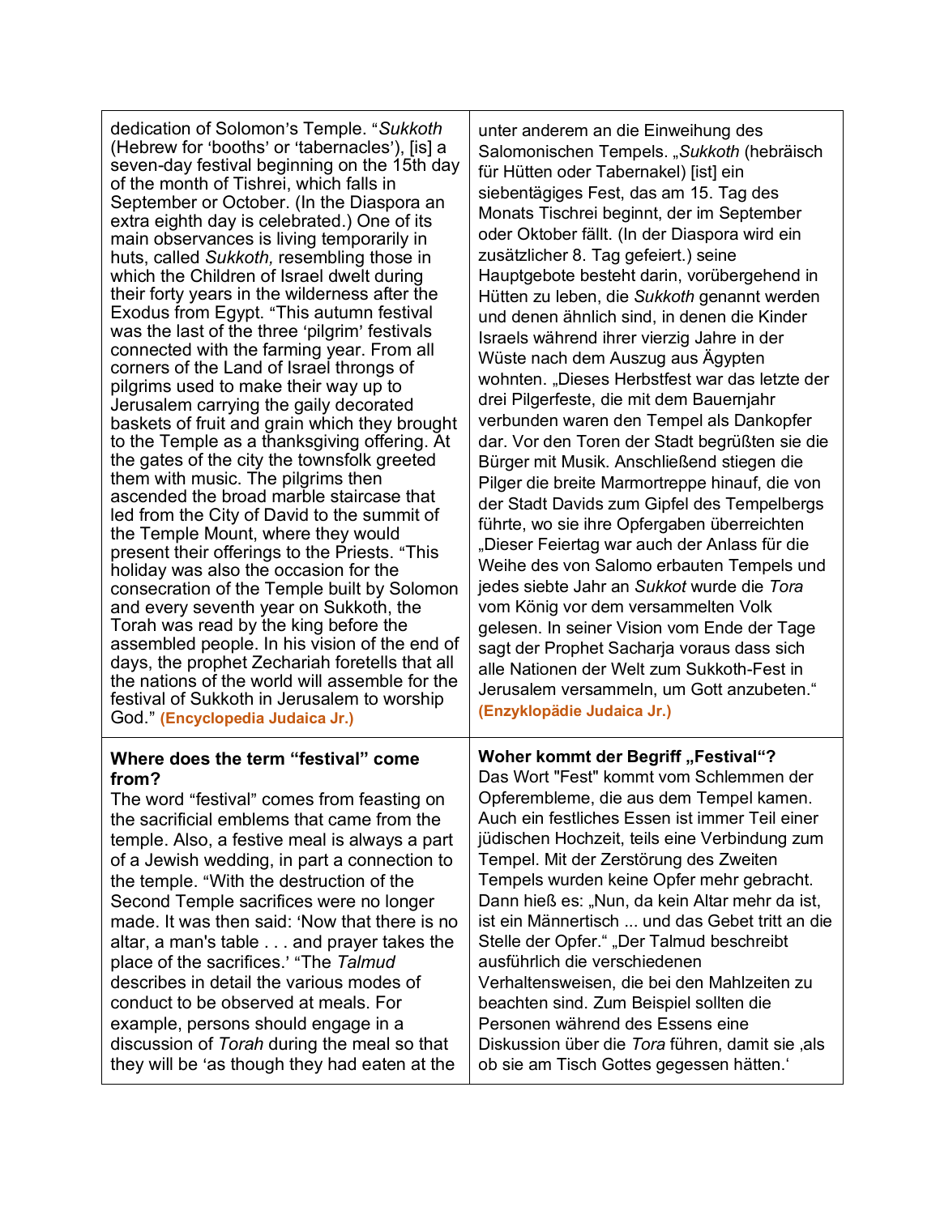| | |
|---|---|
| dedication of Solomon's Temple. "*Sukkoth* (Hebrew for 'booths' or 'tabernacles'), [is] a seven-day festival beginning on the 15th day of the month of Tishrei, which falls in September or October. (In the Diaspora an extra eighth day is celebrated.) One of its main observances is living temporarily in huts, called *Sukkoth,* resembling those in which the Children of Israel dwelt during their forty years in the wilderness after the Exodus from Egypt. "This autumn festival was the last of the three 'pilgrim' festivals connected with the farming year. From all corners of the Land of Israel throngs of pilgrims used to make their way up to Jerusalem carrying the gaily decorated baskets of fruit and grain which they brought to the Temple as a thanksgiving offering. At the gates of the city the townsfolk greeted them with music. The pilgrims then ascended the broad marble staircase that led from the City of David to the summit of the Temple Mount, where they would present their offerings to the Priests. "This holiday was also the occasion for the consecration of the Temple built by Solomon and every seventh year on Sukkoth, the Torah was read by the king before the assembled people. In his vision of the end of days, the prophet Zechariah foretells that all the nations of the world will assemble for the festival of Sukkoth in Jerusalem to worship God." **(Encyclopedia Judaica Jr.)** | unter anderem an die Einweihung des Salomonischen Tempels. „*Sukkoth* (hebräisch für Hütten oder Tabernakel) [ist] ein siebentägiges Fest, das am 15. Tag des Monats Tischrei beginnt, der im September oder Oktober fällt. (In der Diaspora wird ein zusätzlicher 8. Tag gefeiert.) seine Hauptgebote besteht darin, vorübergehend in Hütten zu leben, die *Sukkoth* genannt werden und denen ähnlich sind, in denen die Kinder Israels während ihrer vierzig Jahre in der Wüste nach dem Auszug aus Ägypten wohnten. „Dieses Herbstfest war das letzte der drei Pilgerfeste, die mit dem Bauernjahr verbunden waren den Tempel als Dankopfer dar. Vor den Toren der Stadt begrüßten sie die Bürger mit Musik. Anschließend stiegen die Pilger die breite Marmortreppe hinauf, die von der Stadt Davids zum Gipfel des Tempelbergs führte, wo sie ihre Opfergaben überreichten „Dieser Feiertag war auch der Anlass für die Weihe des von Salomo erbauten Tempels und jedes siebte Jahr an *Sukkot* wurde die *Tora* vom König vor dem versammelten Volk gelesen. In seiner Vision vom Ende der Tage sagt der Prophet Sacharja voraus dass sich alle Nationen der Welt zum Sukkoth-Fest in Jerusalem versammeln, um Gott anzubeten." **(Enzyklopädie Judaica Jr.)** |
| **Where does the term "festival" come from?** The word "festival" comes from feasting on the sacrificial emblems that came from the temple. Also, a festive meal is always a part of a Jewish wedding, in part a connection to the temple. "With the destruction of the Second Temple sacrifices were no longer made. It was then said: 'Now that there is no altar, a man's table . . . and prayer takes the place of the sacrifices.' "The *Talmud* describes in detail the various modes of conduct to be observed at meals. For example, persons should engage in a discussion of *Torah* during the meal so that they will be 'as though they had eaten at the | **Woher kommt der Begriff „Festival"?** Das Wort "Fest" kommt vom Schlemmen der Opferembleme, die aus dem Tempel kamen. Auch ein festliches Essen ist immer Teil einer jüdischen Hochzeit, teils eine Verbindung zum Tempel. Mit der Zerstörung des Zweiten Tempels wurden keine Opfer mehr gebracht. Dann hieß es: „Nun, da kein Altar mehr da ist, ist ein Männertisch ... und das Gebet tritt an die Stelle der Opfer." „Der Talmud beschreibt ausführlich die verschiedenen Verhaltensweisen, die bei den Mahlzeiten zu beachten sind. Zum Beispiel sollten die Personen während des Essens eine Diskussion über die *Tora* führen, damit sie ‚als ob sie am Tisch Gottes gegessen hätten.' |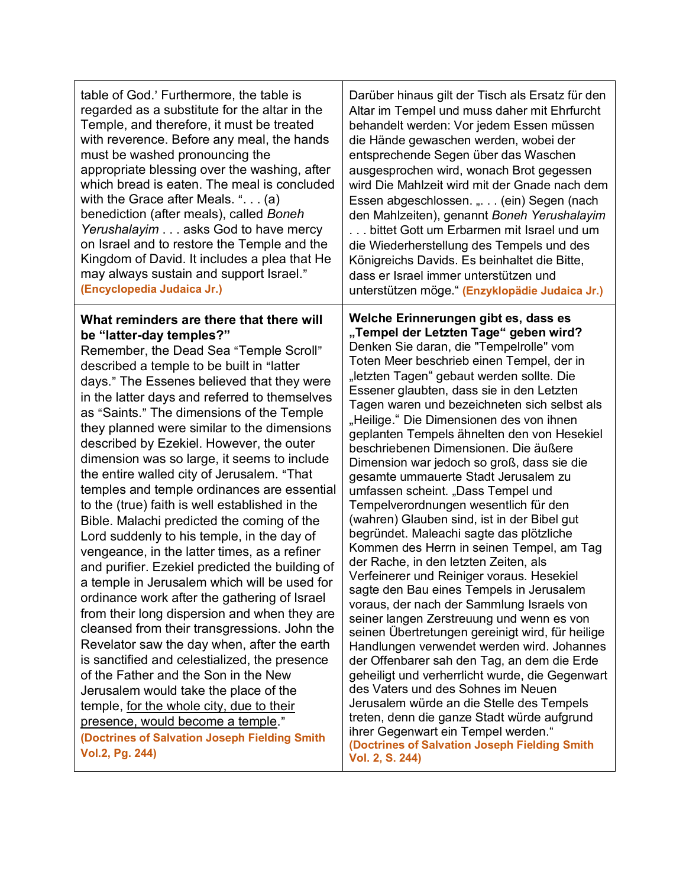| | |
|---|---|
| table of God.' Furthermore, the table is regarded as a substitute for the altar in the Temple, and therefore, it must be treated with reverence. Before any meal, the hands must be washed pronouncing the appropriate blessing over the washing, after which bread is eaten. The meal is concluded with the Grace after Meals. ". . . (a) benediction (after meals), called *Boneh Yerushalayim* . . . asks God to have mercy on Israel and to restore the Temple and the Kingdom of David. It includes a plea that He may always sustain and support Israel." **(Encyclopedia Judaica Jr.)** | Darüber hinaus gilt der Tisch als Ersatz für den Altar im Tempel und muss daher mit Ehrfurcht behandelt werden: Vor jedem Essen müssen die Hände gewaschen werden, wobei der entsprechende Segen über das Waschen ausgesprochen wird, wonach Brot gegessen wird Die Mahlzeit wird mit der Gnade nach dem Essen abgeschlossen. „. . . (ein) Segen (nach den Mahlzeiten), genannt *Boneh Yerushalayim* . . . bittet Gott um Erbarmen mit Israel und um die Wiederherstellung des Tempels und des Königreichs Davids. Es beinhaltet die Bitte, dass er Israel immer unterstützen und unterstützen möge." **(Enzyklopädie Judaica Jr.)** |
| **What reminders are there that there will be "latter-day temples?"** Remember, the Dead Sea "Temple Scroll" described a temple to be built in "latter days." The Essenes believed that they were in the latter days and referred to themselves as "Saints." The dimensions of the Temple they planned were similar to the dimensions described by Ezekiel. However, the outer dimension was so large, it seems to include the entire walled city of Jerusalem. "That temples and temple ordinances are essential to the (true) faith is well established in the Bible. Malachi predicted the coming of the Lord suddenly to his temple, in the day of vengeance, in the latter times, as a refiner and purifier. Ezekiel predicted the building of a temple in Jerusalem which will be used for ordinance work after the gathering of Israel from their long dispersion and when they are cleansed from their transgressions. John the Revelator saw the day when, after the earth is sanctified and celestialized, the presence of the Father and the Son in the New Jerusalem would take the place of the temple, <u>for the whole city, due to their presence, would become a temple</u>." **(Doctrines of Salvation Joseph Fielding Smith Vol.2, Pg. 244)** | **Welche Erinnerungen gibt es, dass es „Tempel der Letzten Tage" geben wird?** Denken Sie daran, die "Tempelrolle" vom Toten Meer beschrieb einen Tempel, der in „letzten Tagen" gebaut werden sollte. Die Essener glaubten, dass sie in den Letzten Tagen waren und bezeichneten sich selbst als „Heilige." Die Dimensionen des von ihnen geplanten Tempels ähnelten den von Hesekiel beschriebenen Dimensionen. Die äußere Dimension war jedoch so groß, dass sie die gesamte ummauerte Stadt Jerusalem zu umfassen scheint. „Dass Tempel und Tempelverordnungen wesentlich für den (wahren) Glauben sind, ist in der Bibel gut begründet. Maleachi sagte das plötzliche Kommen des Herrn in seinen Tempel, am Tag der Rache, in den letzten Zeiten, als Verfeinerer und Reiniger voraus. Hesekiel sagte den Bau eines Tempels in Jerusalem voraus, der nach der Sammlung Israels von seiner langen Zerstreuung und wenn es von seinen Übertretungen gereinigt wird, für heilige Handlungen verwendet werden wird. Johannes der Offenbarer sah den Tag, an dem die Erde geheiligt und verherrlicht wurde, die Gegenwart des Vaters und des Sohnes im Neuen Jerusalem würde an die Stelle des Tempels treten, denn die ganze Stadt würde aufgrund ihrer Gegenwart ein Tempel werden." **(Doctrines of Salvation Joseph Fielding Smith Vol. 2, S. 244)** |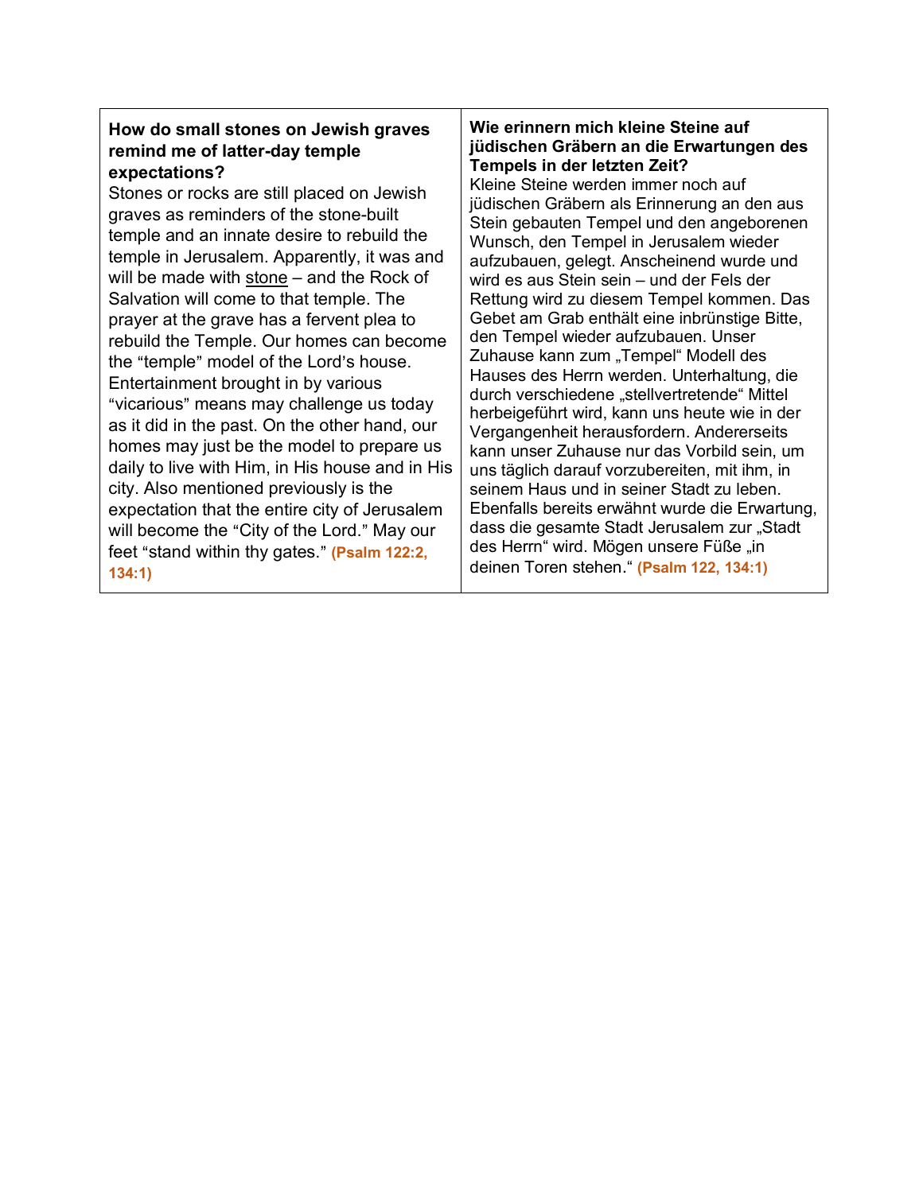| | |
|---|---|
| **How do small stones on Jewish graves remind me of latter-day temple expectations?**<br>Stones or rocks are still placed on Jewish graves as reminders of the stone-built temple and an innate desire to rebuild the temple in Jerusalem. Apparently, it was and will be made with <u>stone</u> – and the Rock of Salvation will come to that temple. The prayer at the grave has a fervent plea to rebuild the Temple. Our homes can become the "temple" model of the Lord's house. Entertainment brought in by various "vicarious" means may challenge us today as it did in the past. On the other hand, our homes may just be the model to prepare us daily to live with Him, in His house and in His city. Also mentioned previously is the expectation that the entire city of Jerusalem will become the "City of the Lord." May our feet "stand within thy gates." **(Psalm 122:2, 134:1)** | **Wie erinnern mich kleine Steine auf jüdischen Gräbern an die Erwartungen des Tempels in der letzten Zeit?**<br>Kleine Steine werden immer noch auf jüdischen Gräbern als Erinnerung an den aus Stein gebauten Tempel und den angeborenen Wunsch, den Tempel in Jerusalem wieder aufzubauen, gelegt. Anscheinend wurde und wird es aus Stein sein – und der Fels der Rettung wird zu diesem Tempel kommen. Das Gebet am Grab enthält eine inbrünstige Bitte, den Tempel wieder aufzubauen. Unser Zuhause kann zum „Tempel" Modell des Hauses des Herrn werden. Unterhaltung, die durch verschiedene „stellvertretende" Mittel herbeigeführt wird, kann uns heute wie in der Vergangenheit herausfordern. Andererseits kann unser Zuhause nur das Vorbild sein, um uns täglich darauf vorzubereiten, mit ihm, in seinem Haus und in seiner Stadt zu leben. Ebenfalls bereits erwähnt wurde die Erwartung, dass die gesamte Stadt Jerusalem zur „Stadt des Herrn" wird. Mögen unsere Füße „in deinen Toren stehen." **(Psalm 122, 134:1)** |